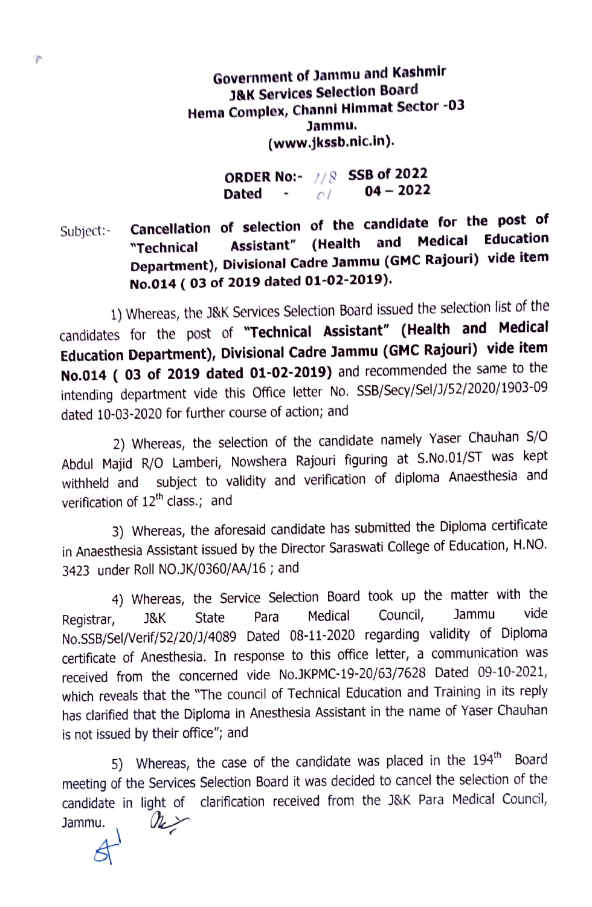**Government of Jammu and Kashmir**
**J&K Services Selection Board**
**Hema Complex, Channi Himmat Sector -03**
**Jammu.**
**(www.jkssb.nic.in).**

**ORDER No:-** 118 **SSB of 2022**
**Dated -** 01 **04 – 2022**

Subject:- **Cancellation of selection of the candidate for the post of "Technical Assistant" (Health and Medical Education Department), Divisional Cadre Jammu (GMC Rajouri) vide item No.014 ( 03 of 2019 dated 01-02-2019).**

1) Whereas, the J&K Services Selection Board issued the selection list of the candidates for the post of **"Technical Assistant" (Health and Medical Education Department), Divisional Cadre Jammu (GMC Rajouri) vide item No.014 ( 03 of 2019 dated 01-02-2019)** and recommended the same to the intending department vide this Office letter No. SSB/Secy/Sel/J/52/2020/1903-09 dated 10-03-2020 for further course of action; and

2) Whereas, the selection of the candidate namely Yaser Chauhan S/O Abdul Majid R/O Lamberi, Nowshera Rajouri figuring at S.No.01/ST was kept withheld and subject to validity and verification of diploma Anaesthesia and verification of 12th class.; and

3) Whereas, the aforesaid candidate has submitted the Diploma certificate in Anaesthesia Assistant issued by the Director Saraswati College of Education, H.NO. 3423 under Roll NO.JK/0360/AA/16 ; and

4) Whereas, the Service Selection Board took up the matter with the Registrar, J&K State Para Medical Council, Jammu vide No.SSB/Sel/Verif/52/20/J/4089 Dated 08-11-2020 regarding validity of Diploma certificate of Anesthesia. In response to this office letter, a communication was received from the concerned vide No.JKPMC-19-20/63/7628 Dated 09-10-2021, which reveals that the "The council of Technical Education and Training in its reply has clarified that the Diploma in Anesthesia Assistant in the name of Yaser Chauhan is not issued by their office"; and

5) Whereas, the case of the candidate was placed in the 194th Board meeting of the Services Selection Board it was decided to cancel the selection of the candidate in light of clarification received from the J&K Para Medical Council, Jammu.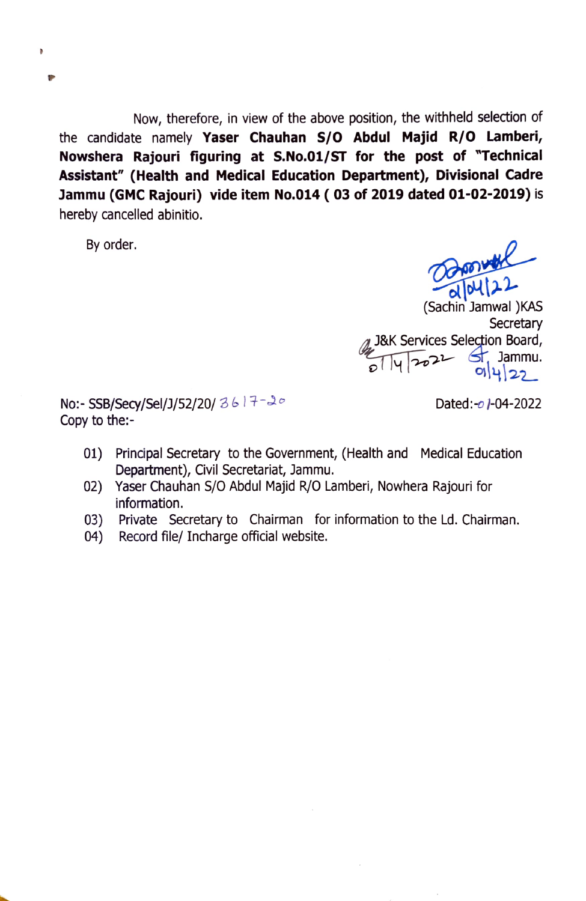Now, therefore, in view of the above position, the withheld selection of the candidate namely **Yaser Chauhan S/O Abdul Majid R/O Lamberi, Nowshera Rajouri figuring at S.No.01/ST for the post of "Technical Assistant" (Health and Medical Education Department), Divisional Cadre Jammu (GMC Rajouri) vide item No.014 ( 03 of 2019 dated 01-02-2019)** is hereby cancelled abinitio.

By order.

01/04/22

(Sachin Jamwal )KAS
Secretary
J&K Services Selection Board,
Jammu.

01/4/2022

01/4/22

No:- SSB/Secy/Sel/J/52/20/ 3617-20

Dated:-01-04-2022

Copy to the:-

01) Principal Secretary to the Government, (Health and Medical Education Department), Civil Secretariat, Jammu.
02) Yaser Chauhan S/O Abdul Majid R/O Lamberi, Nowhera Rajouri for information.
03) Private Secretary to Chairman for information to the Ld. Chairman.
04) Record file/ Incharge official website.